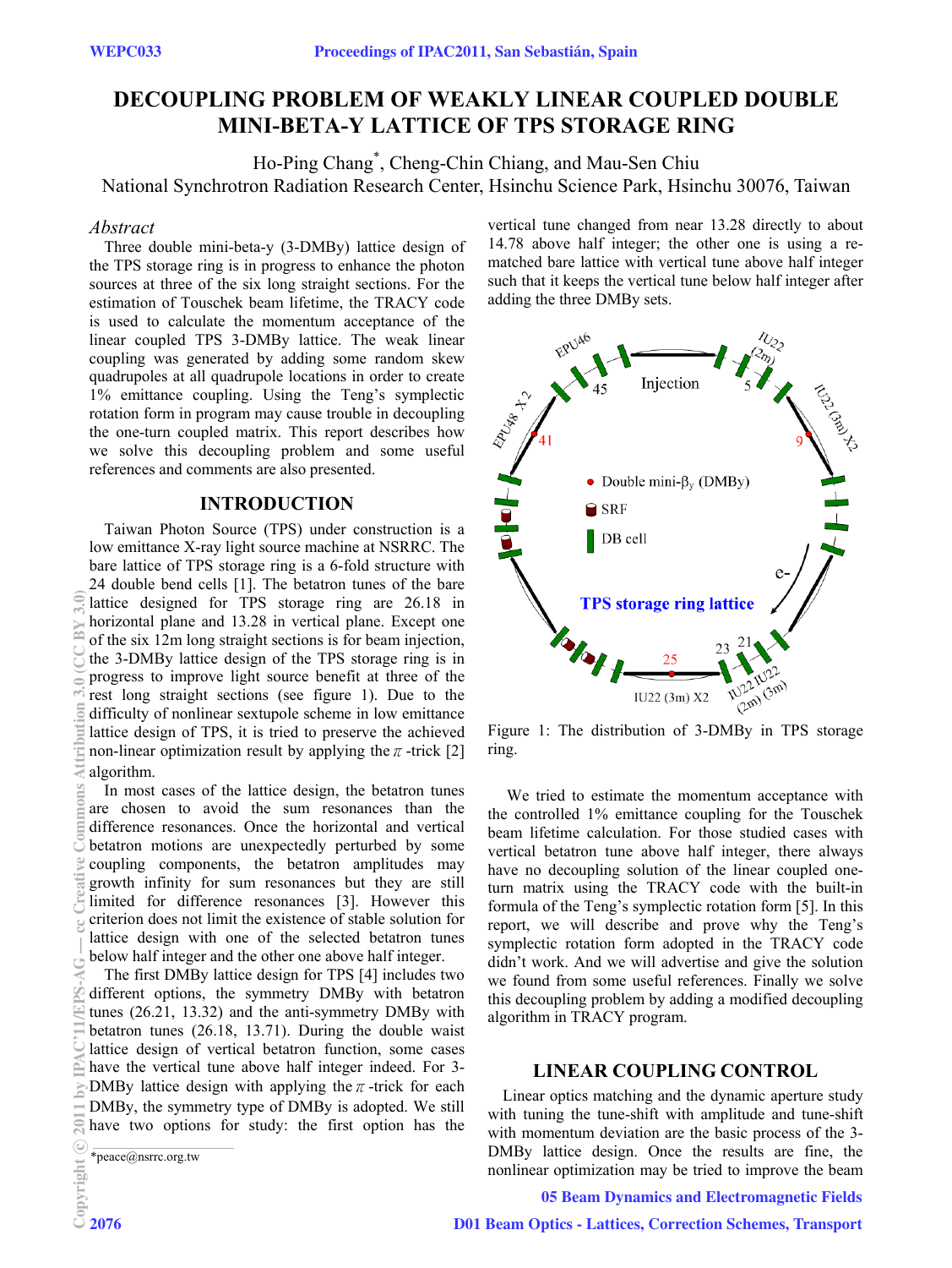# DECOUPLING PROBLEM OF WEAKLY LINEAR COUPLED DOUBLE MINI-BETA-Y LATTICE OF TPS STORAGE RING

Ho-Ping Chang*, Cheng-Chin Chiang, and Mau-Sen Chiu
National Synchrotron Radiation Research Center, Hsinchu Science Park, Hsinchu 30076, Taiwan

### *Abstract*

Three double mini-beta-y (3-DMBy) lattice design of the TPS storage ring is in progress to enhance the photon sources at three of the six long straight sections. For the estimation of Touschek beam lifetime, the TRACY code is used to calculate the momentum acceptance of the linear coupled TPS 3-DMBy lattice. The weak linear coupling was generated by adding some random skew quadrupoles at all quadrupole locations in order to create 1% emittance coupling. Using the Teng's symplectic rotation form in program may cause trouble in decoupling the one-turn coupled matrix. This report describes how we solve this decoupling problem and some useful references and comments are also presented.

## INTRODUCTION

Taiwan Photon Source (TPS) under construction is a low emittance X-ray light source machine at NSRRC. The bare lattice of TPS storage ring is a 6-fold structure with 24 double bend cells [1]. The betatron tunes of the bare lattice designed for TPS storage ring are 26.18 in horizontal plane and 13.28 in vertical plane. Except one of the six 12m long straight sections is for beam injection, the 3-DMBy lattice design of the TPS storage ring is in progress to improve light source benefit at three of the rest long straight sections (see figure 1). Due to the difficulty of nonlinear sextupole scheme in low emittance lattice design of TPS, it is tried to preserve the achieved non-linear optimization result by applying the $\pi$-trick [2] algorithm.

In most cases of the lattice design, the betatron tunes are chosen to avoid the sum resonances than the difference resonances. Once the horizontal and vertical betatron motions are unexpectedly perturbed by some coupling components, the betatron amplitudes may growth infinity for sum resonances but they are still limited for difference resonances [3]. However this criterion does not limit the existence of stable solution for lattice design with one of the selected betatron tunes below half integer and the other one above half integer.

The first DMBy lattice design for TPS [4] includes two different options, the symmetry DMBy with betatron tunes (26.21, 13.32) and the anti-symmetry DMBy with betatron tunes (26.18, 13.71). During the double waist lattice design of vertical betatron function, some cases have the vertical tune above half integer indeed. For 3-DMBy lattice design with applying the $\pi$-trick for each DMBy, the symmetry type of DMBy is adopted. We still have two options for study: the first option has the vertical tune changed from near 13.28 directly to about 14.78 above half integer; the other one is using a re-matched bare lattice with vertical tune above half integer such that it keeps the vertical tune below half integer after adding the three DMBy sets.

Figure 1: The distribution of 3-DMBy in TPS storage ring.

We tried to estimate the momentum acceptance with the controlled 1% emittance coupling for the Touschek beam lifetime calculation. For those studied cases with vertical betatron tune above half integer, there always have no decoupling solution of the linear coupled one-turn matrix using the TRACY code with the built-in formula of the Teng's symplectic rotation form [5]. In this report, we will describe and prove why the Teng's symplectic rotation form adopted in the TRACY code didn't work. And we will advertise and give the solution we found from some useful references. Finally we solve this decoupling problem by adding a modified decoupling algorithm in TRACY program.

## LINEAR COUPLING CONTROL

Linear optics matching and the dynamic aperture study with tuning the tune-shift with amplitude and tune-shift with momentum deviation are the basic process of the 3-DMBy lattice design. Once the results are fine, the nonlinear optimization may be tried to improve the beam

*peace@nsrrc.org.tw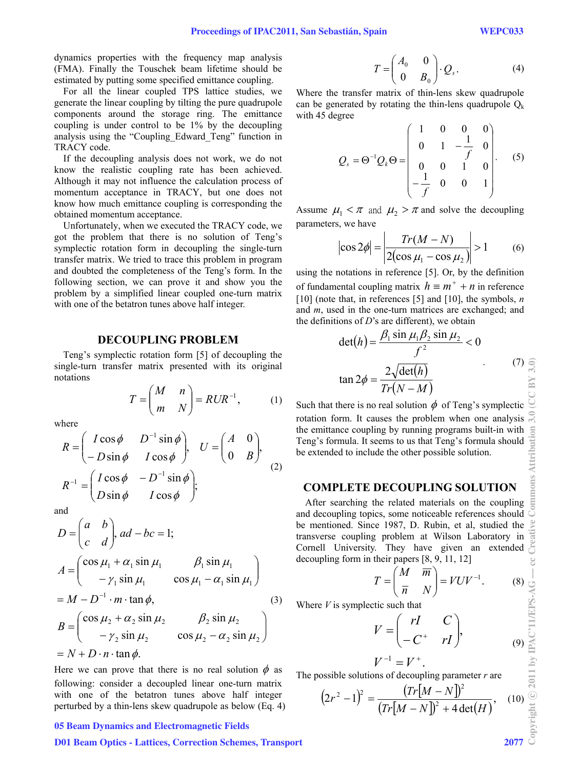dynamics properties with the frequency map analysis (FMA). Finally the Touschek beam lifetime should be estimated by putting some specified emittance coupling.

For all the linear coupled TPS lattice studies, we generate the linear coupling by tilting the pure quadrupole components around the storage ring. The emittance coupling is under control to be 1% by the decoupling analysis using the "Coupling_Edward_Teng" function in TRACY code.

If the decoupling analysis does not work, we do not know the realistic coupling rate has been achieved. Although it may not influence the calculation process of momentum acceptance in TRACY, but one does not know how much emittance coupling is corresponding the obtained momentum acceptance.

Unfortunately, when we executed the TRACY code, we got the problem that there is no solution of Teng's symplectic rotation form in decoupling the single-turn transfer matrix. We tried to trace this problem in program and doubted the completeness of the Teng's form. In the following section, we can prove it and show you the problem by a simplified linear coupled one-turn matrix with one of the betatron tunes above half integer.

## DECOUPLING PROBLEM

Teng's symplectic rotation form [5] of decoupling the single-turn transfer matrix presented with its original notations

$$T = \begin{pmatrix} M & n \\ m & N \end{pmatrix} = RUR^{-1}, \tag{1}$$

where

$$R = \begin{pmatrix} I\cos\phi & D^{-1}\sin\phi \\ -D\sin\phi & I\cos\phi \end{pmatrix},\quad U = \begin{pmatrix} A & 0 \\ 0 & B \end{pmatrix},$$
$$R^{-1} = \begin{pmatrix} I\cos\phi & -D^{-1}\sin\phi \\ D\sin\phi & I\cos\phi \end{pmatrix}; \tag{2}$$

and

$$D = \begin{pmatrix} a & b \\ c & d \end{pmatrix},\ ad - bc = 1;$$
$$A = \begin{pmatrix} \cos\mu_1 + \alpha_1\sin\mu_1 & \beta_1\sin\mu_1 \\ -\gamma_1\sin\mu_1 & \cos\mu_1 - \alpha_1\sin\mu_1 \end{pmatrix}$$
$$= M - D^{-1}\cdot m\cdot\tan\phi, \tag{3}$$
$$B = \begin{pmatrix} \cos\mu_2 + \alpha_2\sin\mu_2 & \beta_2\sin\mu_2 \\ -\gamma_2\sin\mu_2 & \cos\mu_2 - \alpha_2\sin\mu_2 \end{pmatrix}$$
$$= N + D\cdot n\cdot\tan\phi.$$

Here we can prove that there is no real solution $\phi$ as following: consider a decoupled linear one-turn matrix with one of the betatron tunes above half integer perturbed by a thin-lens skew quadrupole as below (Eq. 4)

$$T = \begin{pmatrix} A_0 & 0 \\ 0 & B_0 \end{pmatrix}\cdot Q_s. \tag{4}$$

Where the transfer matrix of thin-lens skew quadrupole can be generated by rotating the thin-lens quadrupole $Q_k$ with 45 degree

$$Q_s = \Theta^{-1}Q_k\Theta = \begin{pmatrix} 1 & 0 & 0 & 0 \\ 0 & 1 & -\frac{1}{f} & 0 \\ 0 & 0 & 1 & 0 \\ -\frac{1}{f} & 0 & 0 & 1 \end{pmatrix}. \tag{5}$$

Assume $\mu_1 < \pi$ and $\mu_2 > \pi$ and solve the decoupling parameters, we have

$$|\cos 2\phi| = \left| \frac{Tr(M - N)}{2(\cos\mu_1 - \cos\mu_2)} \right| > 1 \tag{6}$$

using the notations in reference [5]. Or, by the definition of fundamental coupling matrix $h \equiv m^+ + n$ in reference [10] (note that, in references [5] and [10], the symbols, $n$ and $m$, used in the one-turn matrices are exchanged; and the definitions of $D$'s are different), we obtain

$$\det(h) = \frac{\beta_1\sin\mu_1\beta_2\sin\mu_2}{f^2} < 0$$
$$\tan 2\phi = \frac{2\sqrt{\det(h)}}{Tr(N - M)} \tag{7}$$

Such that there is no real solution $\phi$ of Teng's symplectic rotation form. It causes the problem when one analysis the emittance coupling by running programs built-in with Teng's formula. It seems to us that Teng's formula should be extended to include the other possible solution.

## COMPLETE DECOUPLING SOLUTION

After searching the related materials on the coupling and decoupling topics, some noticeable references should be mentioned. Since 1987, D. Rubin, et al, studied the transverse coupling problem at Wilson Laboratory in Cornell University. They have given an extended decoupling form in their papers [8, 9, 11, 12]

$$T = \begin{pmatrix} M & \overline{m} \\ \overline{n} & N \end{pmatrix} = VUV^{-1}. \tag{8}$$

Where $V$ is symplectic such that

$$V = \begin{pmatrix} rI & C \\ -C^+ & rI \end{pmatrix},$$
$$V^{-1} = V^+. \tag{9}$$

The possible solutions of decoupling parameter $r$ are

$$\left(2r^2 - 1\right)^2 = \frac{\left(Tr[M - N]\right)^2}{\left(Tr[M - N]\right)^2 + 4\det(H)}, \tag{10}$$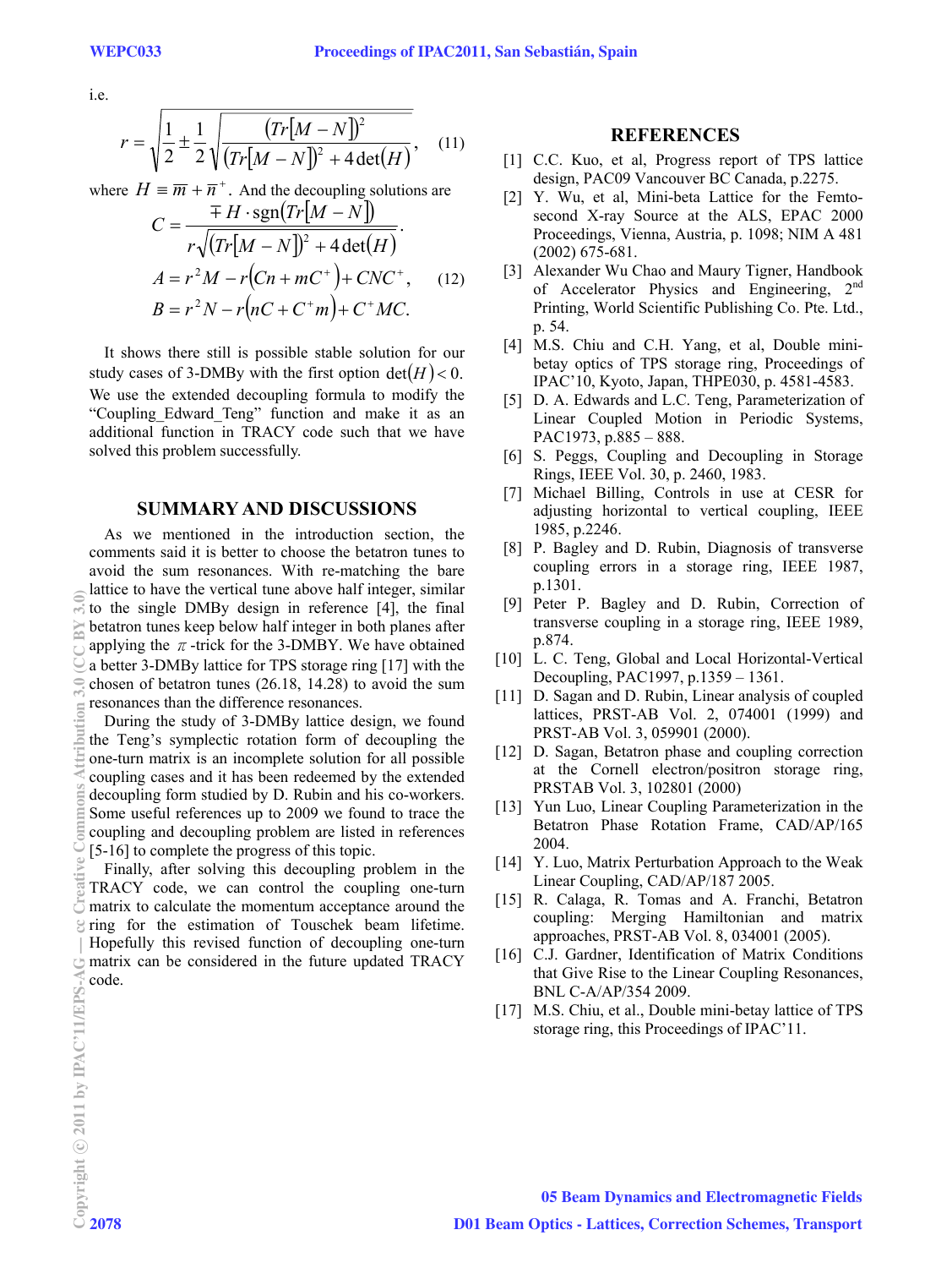i.e.

$$r = \sqrt{\frac{1}{2} \pm \frac{1}{2}\sqrt{\frac{(Tr[M-N])^2}{(Tr[M-N])^2 + 4\det(H)}}}, \quad (11)$$

where $H \equiv \overline{m} + \overline{n}^+$. And the decoupling solutions are

$$C = \frac{\mp H \cdot \mathrm{sgn}(Tr[M-N])}{r\sqrt{(Tr[M-N])^2 + 4\det(H)}},$$

$$A = r^2 M - r(Cn + mC^+) + CNC^+, \quad (12)$$

$$B = r^2 N - r(nC + C^+ m) + C^+ MC.$$

It shows there still is possible stable solution for our study cases of 3-DMBy with the first option $\det(H) < 0$. We use the extended decoupling formula to modify the "Coupling_Edward_Teng" function and make it as an additional function in TRACY code such that we have solved this problem successfully.

## SUMMARY AND DISCUSSIONS

As we mentioned in the introduction section, the comments said it is better to choose the betatron tunes to avoid the sum resonances. With re-matching the bare lattice to have the vertical tune above half integer, similar to the single DMBy design in reference [4], the final betatron tunes keep below half integer in both planes after applying the $\pi$-trick for the 3-DMBY. We have obtained a better 3-DMBy lattice for TPS storage ring [17] with the chosen of betatron tunes (26.18, 14.28) to avoid the sum resonances than the difference resonances.

During the study of 3-DMBy lattice design, we found the Teng's symplectic rotation form of decoupling the one-turn matrix is an incomplete solution for all possible coupling cases and it has been redeemed by the extended decoupling form studied by D. Rubin and his co-workers. Some useful references up to 2009 we found to trace the coupling and decoupling problem are listed in references [5-16] to complete the progress of this topic.

Finally, after solving this decoupling problem in the TRACY code, we can control the coupling one-turn matrix to calculate the momentum acceptance around the ring for the estimation of Touschek beam lifetime. Hopefully this revised function of decoupling one-turn matrix can be considered in the future updated TRACY code.

## REFERENCES

[1] C.C. Kuo, et al, Progress report of TPS lattice design, PAC09 Vancouver BC Canada, p.2275.

[2] Y. Wu, et al, Mini-beta Lattice for the Femto-second X-ray Source at the ALS, EPAC 2000 Proceedings, Vienna, Austria, p. 1098; NIM A 481 (2002) 675-681.

[3] Alexander Wu Chao and Maury Tigner, Handbook of Accelerator Physics and Engineering, 2nd Printing, World Scientific Publishing Co. Pte. Ltd., p. 54.

[4] M.S. Chiu and C.H. Yang, et al, Double mini-betay optics of TPS storage ring, Proceedings of IPAC'10, Kyoto, Japan, THPE030, p. 4581-4583.

[5] D. A. Edwards and L.C. Teng, Parameterization of Linear Coupled Motion in Periodic Systems, PAC1973, p.885 – 888.

[6] S. Peggs, Coupling and Decoupling in Storage Rings, IEEE Vol. 30, p. 2460, 1983.

[7] Michael Billing, Controls in use at CESR for adjusting horizontal to vertical coupling, IEEE 1985, p.2246.

[8] P. Bagley and D. Rubin, Diagnosis of transverse coupling errors in a storage ring, IEEE 1987, p.1301.

[9] Peter P. Bagley and D. Rubin, Correction of transverse coupling in a storage ring, IEEE 1989, p.874.

[10] L. C. Teng, Global and Local Horizontal-Vertical Decoupling, PAC1997, p.1359 – 1361.

[11] D. Sagan and D. Rubin, Linear analysis of coupled lattices, PRST-AB Vol. 2, 074001 (1999) and PRST-AB Vol. 3, 059901 (2000).

[12] D. Sagan, Betatron phase and coupling correction at the Cornell electron/positron storage ring, PRSTAB Vol. 3, 102801 (2000)

[13] Yun Luo, Linear Coupling Parameterization in the Betatron Phase Rotation Frame, CAD/AP/165 2004.

[14] Y. Luo, Matrix Perturbation Approach to the Weak Linear Coupling, CAD/AP/187 2005.

[15] R. Calaga, R. Tomas and A. Franchi, Betatron coupling: Merging Hamiltonian and matrix approaches, PRST-AB Vol. 8, 034001 (2005).

[16] C.J. Gardner, Identification of Matrix Conditions that Give Rise to the Linear Coupling Resonances, BNL C-A/AP/354 2009.

[17] M.S. Chiu, et al., Double mini-betay lattice of TPS storage ring, this Proceedings of IPAC'11.